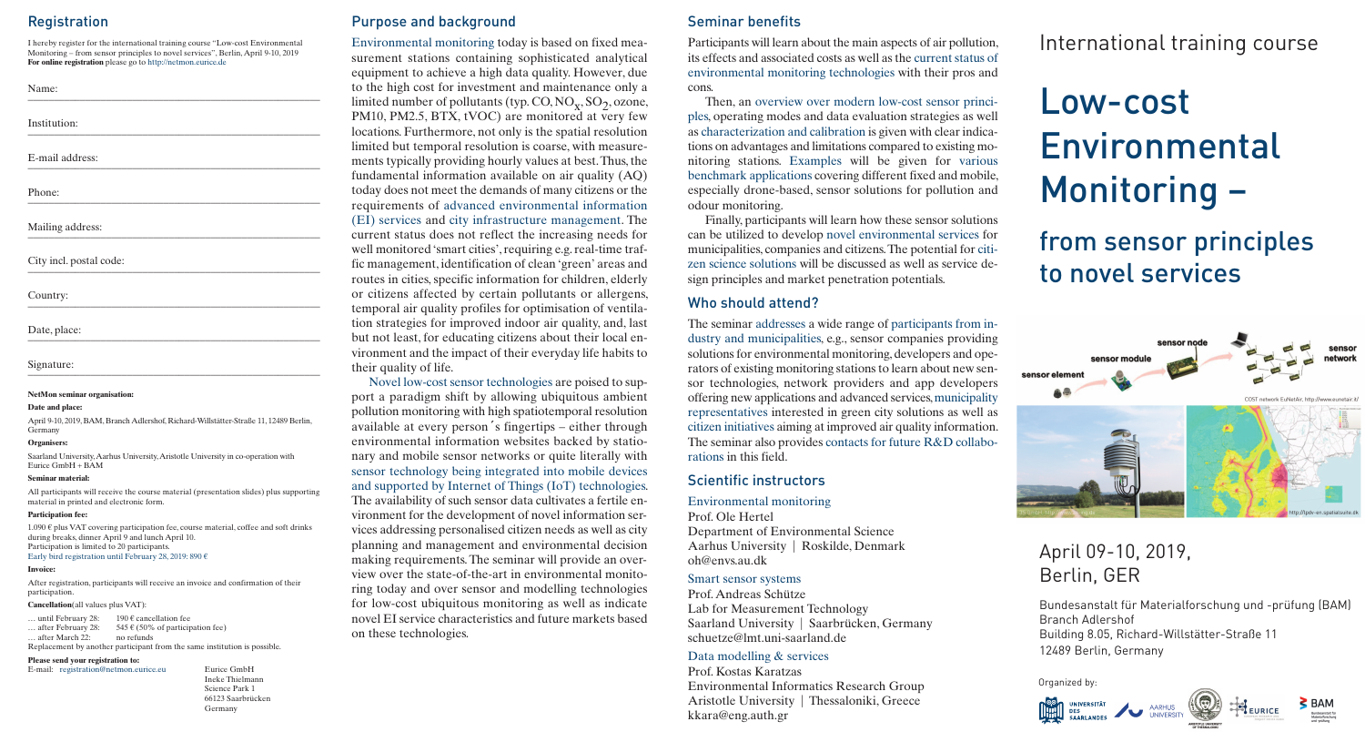## Registration

I hereby register for the international training course "Low-cost Environmental Monitoring – from sensor principles to novel services", Berlin, April 9-10, 2019
**For online registration** please go to http://netmon.eurice.de

Name:

Institution:

E-mail address:

Phone:

Mailing address:

City incl. postal code:

Country:

Date, place:

Signature:

**NetMon seminar organisation:**

**Date and place:**

April 9-10, 2019, BAM, Branch Adlershof, Richard-Willstätter-Straße 11, 12489 Berlin, Germany

**Organisers:**

Saarland University, Aarhus University, Aristotle University in co-operation with Eurice GmbH + BAM

**Seminar material:**

All participants will receive the course material (presentation slides) plus supporting material in printed and electronic form.

**Participation fee:**

1.090 € plus VAT covering participation fee, course material, coffee and soft drinks during breaks, dinner April 9 and lunch April 10.
Participation is limited to 20 participants.
Early bird registration until February 28, 2019: 890 €

**Invoice:**

After registration, participants will receive an invoice and confirmation of their participation.

**Cancellation**(all values plus VAT):

… until February 28: 190 € cancellation fee
… after February 28: 545 € (50% of participation fee)
… after March 22: no refunds
Replacement by another participant from the same institution is possible.

**Please send your registration to:**
E-mail: registration@netmon.eurice.eu

Eurice GmbH
Ineke Thielmann
Science Park 1
66123 Saarbrücken
Germany

## Purpose and background

Environmental monitoring today is based on fixed measurement stations containing sophisticated analytical equipment to achieve a high data quality. However, due to the high cost for investment and maintenance only a limited number of pollutants (typ. CO, $NO_x$, $SO_2$, ozone, PM10, PM2.5, BTX, tVOC) are monitored at very few locations. Furthermore, not only is the spatial resolution limited but temporal resolution is coarse, with measurements typically providing hourly values at best. Thus, the fundamental information available on air quality (AQ) today does not meet the demands of many citizens or the requirements of advanced environmental information (EI) services and city infrastructure management. The current status does not reflect the increasing needs for well monitored 'smart cities', requiring e.g. real-time traffic management, identification of clean 'green' areas and routes in cities, specific information for children, elderly or citizens affected by certain pollutants or allergens, temporal air quality profiles for optimisation of ventilation strategies for improved indoor air quality, and, last but not least, for educating citizens about their local environment and the impact of their everyday life habits to their quality of life.

Novel low-cost sensor technologies are poised to support a paradigm shift by allowing ubiquitous ambient pollution monitoring with high spatiotemporal resolution available at every person´s fingertips – either through environmental information websites backed by stationary and mobile sensor networks or quite literally with sensor technology being integrated into mobile devices and supported by Internet of Things (IoT) technologies. The availability of such sensor data cultivates a fertile environment for the development of novel information services addressing personalised citizen needs as well as city planning and management and environmental decision making requirements. The seminar will provide an overview over the state-of-the-art in environmental monitoring today and over sensor and modelling technologies for low-cost ubiquitous monitoring as well as indicate novel EI service characteristics and future markets based on these technologies.

## Seminar benefits

Participants will learn about the main aspects of air pollution, its effects and associated costs as well as the current status of environmental monitoring technologies with their pros and cons.

Then, an overview over modern low-cost sensor principles, operating modes and data evaluation strategies as well as characterization and calibration is given with clear indications on advantages and limitations compared to existing monitoring stations. Examples will be given for various benchmark applications covering different fixed and mobile, especially drone-based, sensor solutions for pollution and odour monitoring.

Finally, participants will learn how these sensor solutions can be utilized to develop novel environmental services for municipalities, companies and citizens. The potential for citizen science solutions will be discussed as well as service design principles and market penetration potentials.

## Who should attend?

The seminar addresses a wide range of participants from industry and municipalities, e.g., sensor companies providing solutions for environmental monitoring, developers and operators of existing monitoring stations to learn about new sensor technologies, network providers and app developers offering new applications and advanced services, municipality representatives interested in green city solutions as well as citizen initiatives aiming at improved air quality information. The seminar also provides contacts for future R&D collaborations in this field.

## Scientific instructors

### Environmental monitoring

Prof. Ole Hertel
Department of Environmental Science
Aarhus University | Roskilde, Denmark
oh@envs.au.dk

### Smart sensor systems

Prof. Andreas Schütze
Lab for Measurement Technology
Saarland University | Saarbrücken, Germany
schuetze@lmt.uni-saarland.de

### Data modelling & services

Prof. Kostas Karatzas
Environmental Informatics Research Group
Aristotle University | Thessaloniki, Greece
kkara@eng.auth.gr

International training course

# Low-cost Environmental Monitoring –

## from sensor principles to novel services

sensor element, sensor module, sensor node, sensor network

COST network EuNetAir, http://www.eunetair.it/

http://lpdv-en.spatialsuite.dk

## April 09-10, 2019, Berlin, GER

Bundesanstalt für Materialforschung und -prüfung (BAM)
Branch Adlershof
Building 8.05, Richard-Willstätter-Straße 11
12489 Berlin, Germany

Organized by:

Universität des Saarlandes, Aarhus University, Aristotle University of Thessaloniki, Eurice, BAM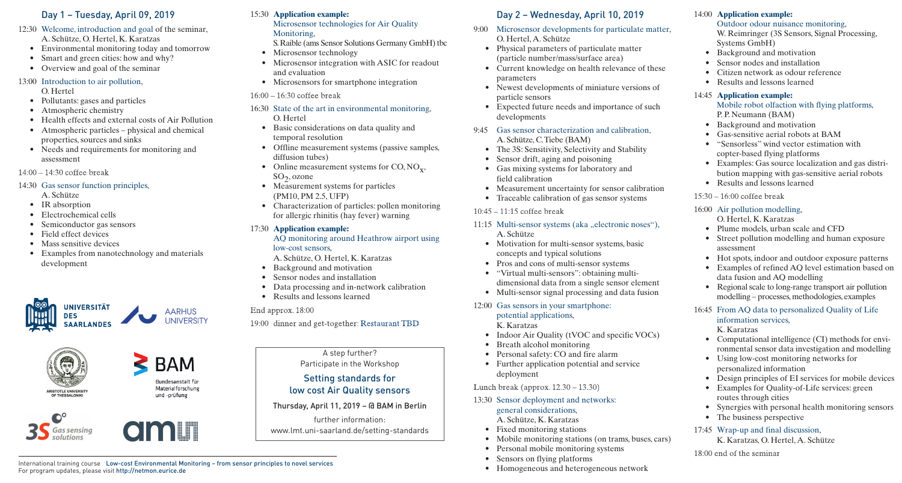## Day 1 – Tuesday, April 09, 2019

12:30 Welcome, introduction and goal of the seminar,
A. Schütze, O. Hertel, K. Karatzas

- Environmental monitoring today and tomorrow
- Smart and green cities: how and why?
- Overview and goal of the seminar

13:00 Introduction to air pollution,
O. Hertel

- Pollutants: gases and particles
- Atmospheric chemistry
- Health effects and external costs of Air Pollution
- Atmospheric particles – physical and chemical properties, sources and sinks
- Needs and requirements for monitoring and assessment

14:00 – 14:30 coffee break

14:30 Gas sensor function principles,
A. Schütze

- IR absorption
- Electrochemical cells
- Semiconductor gas sensors
- Field effect devices
- Mass sensitive devices
- Examples from nanotechnology and materials development

UNIVERSITÄT DES SAARLANDES

AARHUS UNIVERSITY

ARISTOTLE UNIVERSITY OF THESSALONIKI

BAM Bundesanstalt für Materialforschung und -prüfung

3S Gas sensing solutions

ams

15:30 **Application example:**
Microsensor technologies for Air Quality Monitoring,
S. Raible (ams Sensor Solutions Germany GmbH) tbc

- Microsensor technology
- Microsensor integration with ASIC for readout and evaluation
- Microsensors for smartphone integration

16:00 – 16:30 coffee break

16:30 State of the art in environmental monitoring,
O. Hertel

- Basic considerations on data quality and temporal resolution
- Offline measurement systems (passive samples, diffusion tubes)
- Online measurement systems for CO, $NO_x$, $SO_2$, ozone
- Measurement systems for particles (PM10, PM 2.5, UFP)
- Characterization of particles: pollen monitoring for allergic rhinitis (hay fever) warning

17:30 **Application example:**
AQ monitoring around Heathrow airport using low-cost sensors,
A. Schütze, O. Hertel, K. Karatzas

- Background and motivation
- Sensor nodes and installation
- Data processing and in-network calibration
- Results and lessons learned

End approx. 18:00

19:00 dinner and get-together: Restaurant TBD

A step further?
Participate in the Workshop

**Setting standards for low cost Air Quality sensors**

Thursday, April 11, 2019 – @ BAM in Berlin

further information:
www.lmt.uni-saarland.de/setting-standards

## Day 2 – Wednesday, April 10, 2019

9:00 Microsensor developments for particulate matter,
O. Hertel, A. Schütze

- Physical parameters of particulate matter (particle number/mass/surface area)
- Current knowledge on health relevance of these parameters
- Newest developments of miniature versions of particle sensors
- Expected future needs and importance of such developments

9:45 Gas sensor characterization and calibration,
A. Schütze, C. Tiebe (BAM)

- The 3S: Sensitivity, Selectivity and Stability
- Sensor drift, aging and poisoning
- Gas mixing systems for laboratory and field calibration
- Measurement uncertainty for sensor calibration
- Traceable calibration of gas sensor systems

10:45 – 11:15 coffee break

11:15 Multi-sensor systems (aka „electronic noses“),
A. Schütze

- Motivation for multi-sensor systems, basic concepts and typical solutions
- Pros and cons of multi-sensor systems
- "Virtual multi-sensors": obtaining multi-dimensional data from a single sensor element
- Multi-sensor signal processing and data fusion

12:00 Gas sensors in your smartphone: potential applications,
K. Karatzas

- Indoor Air Quality (tVOC and specific VOCs)
- Breath alcohol monitoring
- Personal safety: CO and fire alarm
- Further application potential and service deployment

Lunch break (approx. 12.30 – 13.30)

13:30 Sensor deployment and networks: general considerations,
A. Schütze, K. Karatzas

- Fixed monitoring stations
- Mobile monitoring stations (on trams, buses, cars)
- Personal mobile monitoring systems
- Sensors on flying platforms
- Homogeneous and heterogeneous network

14:00 **Application example:**
Outdoor odour nuisance monitoring,
W. Reimringer (3S Sensors, Signal Processing, Systems GmbH)

- Background and motivation
- Sensor nodes and installation
- Citizen network as odour reference
- Results and lessons learned

14:45 **Application example:**
Mobile robot olfaction with flying platforms,
P. P. Neumann (BAM)

- Background and motivation
- Gas-sensitive aerial robots at BAM
- "Sensorless" wind vector estimation with copter-based flying platforms
- Examples: Gas source localization and gas distribution mapping with gas-sensitive aerial robots
- Results and lessons learned

15:30 – 16:00 coffee break

16:00 Air pollution modelling,
O. Hertel, K. Karatzas

- Plume models, urban scale and CFD
- Street pollution modelling and human exposure assessment
- Hot spots, indoor and outdoor exposure patterns
- Examples of refined AQ level estimation based on data fusion and AQ modelling
- Regional scale to long-range transport air pollution modelling – processes, methodologies, examples

16:45 From AQ data to personalized Quality of Life information services,
K. Karatzas

- Computational intelligence (CI) methods for environmental sensor data investigation and modelling
- Using low-cost monitoring networks for personalized information
- Design principles of EI services for mobile devices
- Examples for Quality-of-Life services: green routes through cities
- Synergies with personal health monitoring sensors
- The business perspective

17:45 Wrap-up and final discussion,
K. Karatzas, O. Hertel, A. Schütze

18:00 end of the seminar

International training course Low-cost Environmental Monitoring – from sensor principles to novel services
For program updates, please visit http://netmon.eurice.de